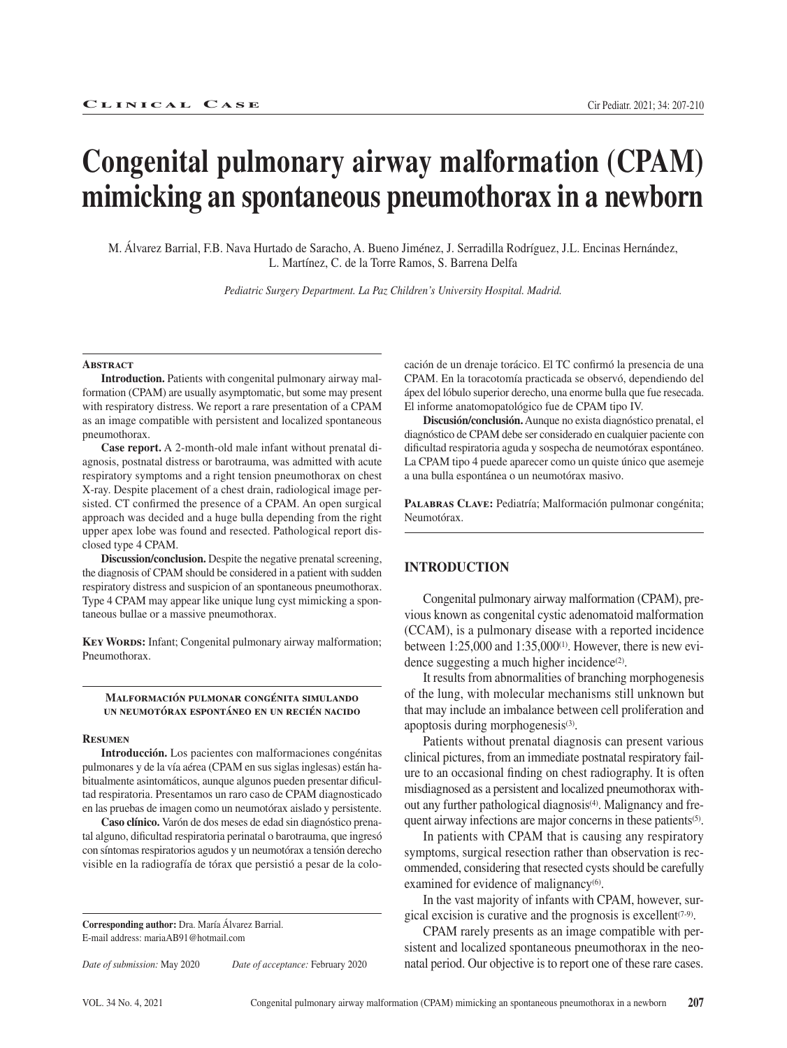Clinical Case

# Congenital pulmonary airway malformation (CPAM) mimicking an spontaneous pneumothorax in a newborn

M. Álvarez Barrial, F.B. Nava Hurtado de Saracho, A. Bueno Jiménez, J. Serradilla Rodríguez, J.L. Encinas Hernández, L. Martínez, C. de la Torre Ramos, S. Barrena Delfa

*Pediatric Surgery Department. La Paz Children's University Hospital. Madrid.*

## Abstract

**Introduction.** Patients with congenital pulmonary airway malformation (CPAM) are usually asymptomatic, but some may present with respiratory distress. We report a rare presentation of a CPAM as an image compatible with persistent and localized spontaneous pneumothorax.

**Case report.** A 2-month-old male infant without prenatal diagnosis, postnatal distress or barotrauma, was admitted with acute respiratory symptoms and a right tension pneumothorax on chest X-ray. Despite placement of a chest drain, radiological image persisted. CT confirmed the presence of a CPAM. An open surgical approach was decided and a huge bulla depending from the right upper apex lobe was found and resected. Pathological report disclosed type 4 CPAM.

**Discussion/conclusion.** Despite the negative prenatal screening, the diagnosis of CPAM should be considered in a patient with sudden respiratory distress and suspicion of an spontaneous pneumothorax. Type 4 CPAM may appear like unique lung cyst mimicking a spontaneous bullae or a massive pneumothorax.

**Key Words:** Infant; Congenital pulmonary airway malformation; Pneumothorax.

### Malformación pulmonar congénita simulando un neumotórax espontáneo en un recién nacido

## Resumen

**Introducción.** Los pacientes con malformaciones congénitas pulmonares y de la vía aérea (CPAM en sus siglas inglesas) están habitualmente asintomáticos, aunque algunos pueden presentar dificultad respiratoria. Presentamos un raro caso de CPAM diagnosticado en las pruebas de imagen como un neumotórax aislado y persistente.

**Caso clínico.** Varón de dos meses de edad sin diagnóstico prenatal alguno, dificultad respiratoria perinatal o barotrauma, que ingresó con síntomas respiratorios agudos y un neumotórax a tensión derecho visible en la radiografía de tórax que persistió a pesar de la colocación de un drenaje torácico. El TC confirmó la presencia de una CPAM. En la toracotomía practicada se observó, dependiendo del ápex del lóbulo superior derecho, una enorme bulla que fue resecada. El informe anatomopatológico fue de CPAM tipo IV.

**Discusión/conclusión.** Aunque no exista diagnóstico prenatal, el diagnóstico de CPAM debe ser considerado en cualquier paciente con dificultad respiratoria aguda y sospecha de neumotórax espontáneo. La CPAM tipo 4 puede aparecer como un quiste único que asemeje a una bulla espontánea o un neumotórax masivo.

**Palabras Clave:** Pediatría; Malformación pulmonar congénita; Neumotórax.

**Corresponding author:** Dra. María Álvarez Barrial.
E-mail address: mariaAB91@hotmail.com

*Date of submission:* May 2020 *Date of acceptance:* February 2020

## INTRODUCTION

Congenital pulmonary airway malformation (CPAM), previous known as congenital cystic adenomatoid malformation (CCAM), is a pulmonary disease with a reported incidence between 1:25,000 and 1:35,000[1]. However, there is new evidence suggesting a much higher incidence[2].

It results from abnormalities of branching morphogenesis of the lung, with molecular mechanisms still unknown but that may include an imbalance between cell proliferation and apoptosis during morphogenesis[3].

Patients without prenatal diagnosis can present various clinical pictures, from an immediate postnatal respiratory failure to an occasional finding on chest radiography. It is often misdiagnosed as a persistent and localized pneumothorax without any further pathological diagnosis[4]. Malignancy and frequent airway infections are major concerns in these patients[5].

In patients with CPAM that is causing any respiratory symptoms, surgical resection rather than observation is recommended, considering that resected cysts should be carefully examined for evidence of malignancy[6].

In the vast majority of infants with CPAM, however, surgical excision is curative and the prognosis is excellent[7-9].

CPAM rarely presents as an image compatible with persistent and localized spontaneous pneumothorax in the neonatal period. Our objective is to report one of these rare cases.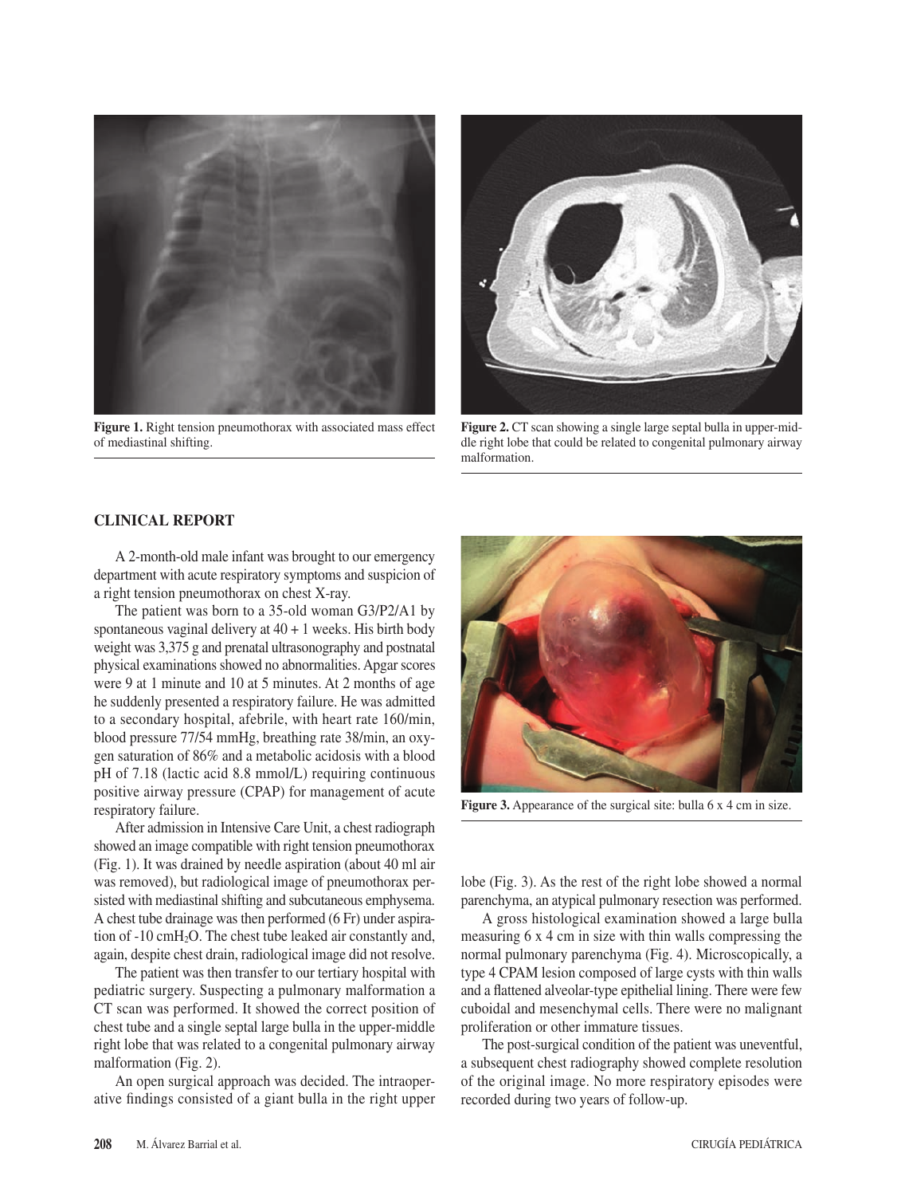Figure 1. Right tension pneumothorax with associated mass effect of mediastinal shifting.

Figure 2. CT scan showing a single large septal bulla in upper-middle right lobe that could be related to congenital pulmonary airway malformation.

## CLINICAL REPORT

A 2-month-old male infant was brought to our emergency department with acute respiratory symptoms and suspicion of a right tension pneumothorax on chest X-ray.

The patient was born to a 35-old woman G3/P2/A1 by spontaneous vaginal delivery at 40 + 1 weeks. His birth body weight was 3,375 g and prenatal ultrasonography and postnatal physical examinations showed no abnormalities. Apgar scores were 9 at 1 minute and 10 at 5 minutes. At 2 months of age he suddenly presented a respiratory failure. He was admitted to a secondary hospital, afebrile, with heart rate 160/min, blood pressure 77/54 mmHg, breathing rate 38/min, an oxygen saturation of 86% and a metabolic acidosis with a blood pH of 7.18 (lactic acid 8.8 mmol/L) requiring continuous positive airway pressure (CPAP) for management of acute respiratory failure.

After admission in Intensive Care Unit, a chest radiograph showed an image compatible with right tension pneumothorax (Fig. 1). It was drained by needle aspiration (about 40 ml air was removed), but radiological image of pneumothorax persisted with mediastinal shifting and subcutaneous emphysema. A chest tube drainage was then performed (6 Fr) under aspiration of -10 $cmH_2O$. The chest tube leaked air constantly and, again, despite chest drain, radiological image did not resolve.

The patient was then transfer to our tertiary hospital with pediatric surgery. Suspecting a pulmonary malformation a CT scan was performed. It showed the correct position of chest tube and a single septal large bulla in the upper-middle right lobe that was related to a congenital pulmonary airway malformation (Fig. 2).

An open surgical approach was decided. The intraoperative findings consisted of a giant bulla in the right upper lobe (Fig. 3). As the rest of the right lobe showed a normal parenchyma, an atypical pulmonary resection was performed.

Figure 3. Appearance of the surgical site: bulla 6 x 4 cm in size.

A gross histological examination showed a large bulla measuring 6 x 4 cm in size with thin walls compressing the normal pulmonary parenchyma (Fig. 4). Microscopically, a type 4 CPAM lesion composed of large cysts with thin walls and a flattened alveolar-type epithelial lining. There were few cuboidal and mesenchymal cells. There were no malignant proliferation or other immature tissues.

The post-surgical condition of the patient was uneventful, a subsequent chest radiography showed complete resolution of the original image. No more respiratory episodes were recorded during two years of follow-up.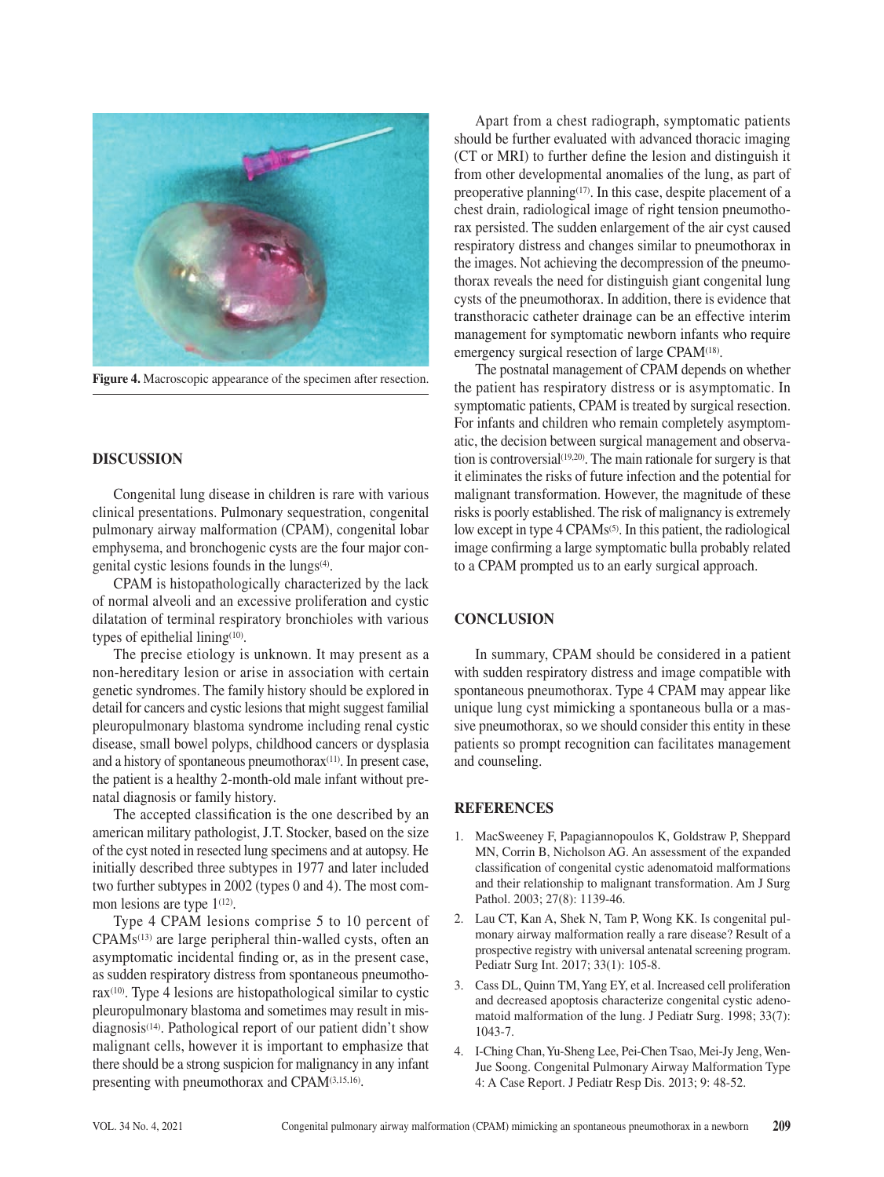Figure 4. Macroscopic appearance of the specimen after resection.

## DISCUSSION

Congenital lung disease in children is rare with various clinical presentations. Pulmonary sequestration, congenital pulmonary airway malformation (CPAM), congenital lobar emphysema, and bronchogenic cysts are the four major congenital cystic lesions founds in the lungs[4].

CPAM is histopathologically characterized by the lack of normal alveoli and an excessive proliferation and cystic dilatation of terminal respiratory bronchioles with various types of epithelial lining[10].

The precise etiology is unknown. It may present as a non-hereditary lesion or arise in association with certain genetic syndromes. The family history should be explored in detail for cancers and cystic lesions that might suggest familial pleuropulmonary blastoma syndrome including renal cystic disease, small bowel polyps, childhood cancers or dysplasia and a history of spontaneous pneumothorax[11]. In present case, the patient is a healthy 2-month-old male infant without prenatal diagnosis or family history.

The accepted classification is the one described by an american military pathologist, J.T. Stocker, based on the size of the cyst noted in resected lung specimens and at autopsy. He initially described three subtypes in 1977 and later included two further subtypes in 2002 (types 0 and 4). The most common lesions are type 1[12].

Type 4 CPAM lesions comprise 5 to 10 percent of CPAMs[13] are large peripheral thin-walled cysts, often an asymptomatic incidental finding or, as in the present case, as sudden respiratory distress from spontaneous pneumothorax[10]. Type 4 lesions are histopathological similar to cystic pleuropulmonary blastoma and sometimes may result in misdiagnosis[14]. Pathological report of our patient didn't show malignant cells, however it is important to emphasize that there should be a strong suspicion for malignancy in any infant presenting with pneumothorax and CPAM[3,15,16].

Apart from a chest radiograph, symptomatic patients should be further evaluated with advanced thoracic imaging (CT or MRI) to further define the lesion and distinguish it from other developmental anomalies of the lung, as part of preoperative planning[17]. In this case, despite placement of a chest drain, radiological image of right tension pneumothorax persisted. The sudden enlargement of the air cyst caused respiratory distress and changes similar to pneumothorax in the images. Not achieving the decompression of the pneumothorax reveals the need for distinguish giant congenital lung cysts of the pneumothorax. In addition, there is evidence that transthoracic catheter drainage can be an effective interim management for symptomatic newborn infants who require emergency surgical resection of large CPAM[18].

The postnatal management of CPAM depends on whether the patient has respiratory distress or is asymptomatic. In symptomatic patients, CPAM is treated by surgical resection. For infants and children who remain completely asymptomatic, the decision between surgical management and observation is controversial[19,20]. The main rationale for surgery is that it eliminates the risks of future infection and the potential for malignant transformation. However, the magnitude of these risks is poorly established. The risk of malignancy is extremely low except in type 4 CPAMs[5]. In this patient, the radiological image confirming a large symptomatic bulla probably related to a CPAM prompted us to an early surgical approach.

## CONCLUSION

In summary, CPAM should be considered in a patient with sudden respiratory distress and image compatible with spontaneous pneumothorax. Type 4 CPAM may appear like unique lung cyst mimicking a spontaneous bulla or a massive pneumothorax, so we should consider this entity in these patients so prompt recognition can facilitates management and counseling.

## REFERENCES

1. MacSweeney F, Papagiannopoulos K, Goldstraw P, Sheppard MN, Corrin B, Nicholson AG. An assessment of the expanded classification of congenital cystic adenomatoid malformations and their relationship to malignant transformation. Am J Surg Pathol. 2003; 27(8): 1139-46.
2. Lau CT, Kan A, Shek N, Tam P, Wong KK. Is congenital pulmonary airway malformation really a rare disease? Result of a prospective registry with universal antenatal screening program. Pediatr Surg Int. 2017; 33(1): 105-8.
3. Cass DL, Quinn TM, Yang EY, et al. Increased cell proliferation and decreased apoptosis characterize congenital cystic adenomatoid malformation of the lung. J Pediatr Surg. 1998; 33(7): 1043-7.
4. I-Ching Chan, Yu-Sheng Lee, Pei-Chen Tsao, Mei-Jy Jeng, Wen-Jue Soong. Congenital Pulmonary Airway Malformation Type 4: A Case Report. J Pediatr Resp Dis. 2013; 9: 48-52.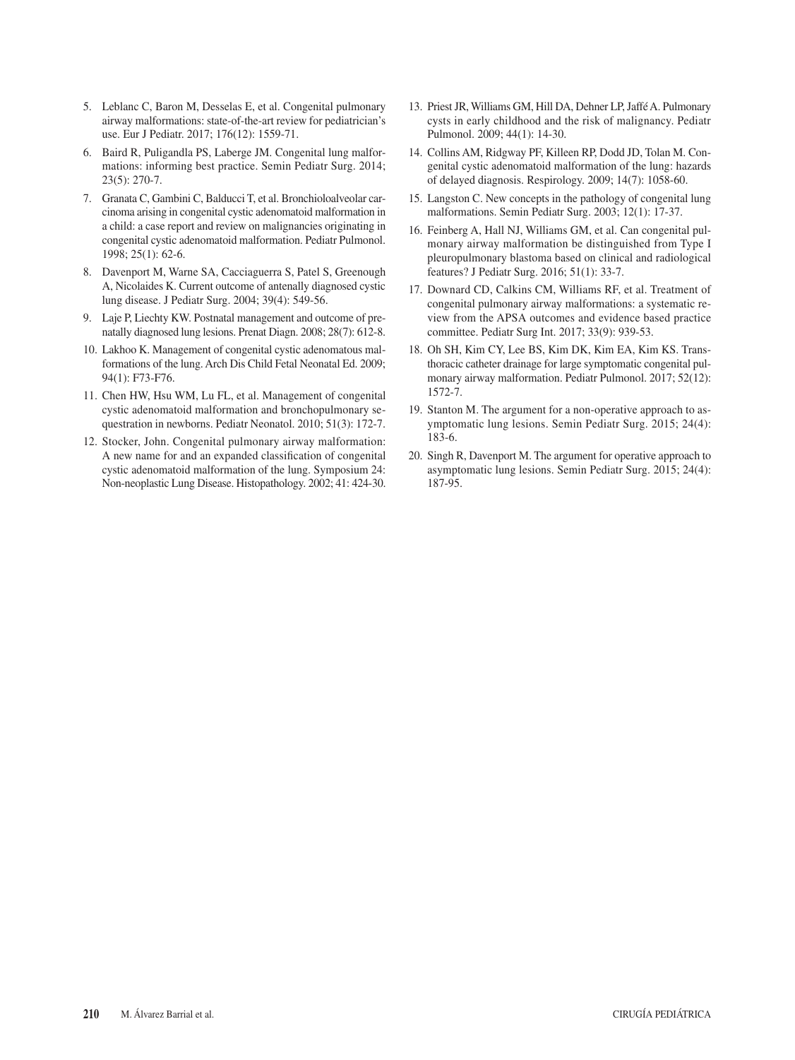5. Leblanc C, Baron M, Desselas E, et al. Congenital pulmonary airway malformations: state-of-the-art review for pediatrician's use. Eur J Pediatr. 2017; 176(12): 1559-71.
6. Baird R, Puligandla PS, Laberge JM. Congenital lung malformations: informing best practice. Semin Pediatr Surg. 2014; 23(5): 270-7.
7. Granata C, Gambini C, Balducci T, et al. Bronchioloalveolar carcinoma arising in congenital cystic adenomatoid malformation in a child: a case report and review on malignancies originating in congenital cystic adenomatoid malformation. Pediatr Pulmonol. 1998; 25(1): 62-6.
8. Davenport M, Warne SA, Cacciaguerra S, Patel S, Greenough A, Nicolaides K. Current outcome of antenally diagnosed cystic lung disease. J Pediatr Surg. 2004; 39(4): 549-56.
9. Laje P, Liechty KW. Postnatal management and outcome of prenatally diagnosed lung lesions. Prenat Diagn. 2008; 28(7): 612-8.
10. Lakhoo K. Management of congenital cystic adenomatous malformations of the lung. Arch Dis Child Fetal Neonatal Ed. 2009; 94(1): F73-F76.
11. Chen HW, Hsu WM, Lu FL, et al. Management of congenital cystic adenomatoid malformation and bronchopulmonary sequestration in newborns. Pediatr Neonatol. 2010; 51(3): 172-7.
12. Stocker, John. Congenital pulmonary airway malformation: A new name for and an expanded classification of congenital cystic adenomatoid malformation of the lung. Symposium 24: Non-neoplastic Lung Disease. Histopathology. 2002; 41: 424-30.
13. Priest JR, Williams GM, Hill DA, Dehner LP, Jaffé A. Pulmonary cysts in early childhood and the risk of malignancy. Pediatr Pulmonol. 2009; 44(1): 14-30.
14. Collins AM, Ridgway PF, Killeen RP, Dodd JD, Tolan M. Congenital cystic adenomatoid malformation of the lung: hazards of delayed diagnosis. Respirology. 2009; 14(7): 1058-60.
15. Langston C. New concepts in the pathology of congenital lung malformations. Semin Pediatr Surg. 2003; 12(1): 17-37.
16. Feinberg A, Hall NJ, Williams GM, et al. Can congenital pulmonary airway malformation be distinguished from Type I pleuropulmonary blastoma based on clinical and radiological features? J Pediatr Surg. 2016; 51(1): 33-7.
17. Downard CD, Calkins CM, Williams RF, et al. Treatment of congenital pulmonary airway malformations: a systematic review from the APSA outcomes and evidence based practice committee. Pediatr Surg Int. 2017; 33(9): 939-53.
18. Oh SH, Kim CY, Lee BS, Kim DK, Kim EA, Kim KS. Transthoracic catheter drainage for large symptomatic congenital pulmonary airway malformation. Pediatr Pulmonol. 2017; 52(12): 1572-7.
19. Stanton M. The argument for a non-operative approach to asymptomatic lung lesions. Semin Pediatr Surg. 2015; 24(4): 183-6.
20. Singh R, Davenport M. The argument for operative approach to asymptomatic lung lesions. Semin Pediatr Surg. 2015; 24(4): 187-95.